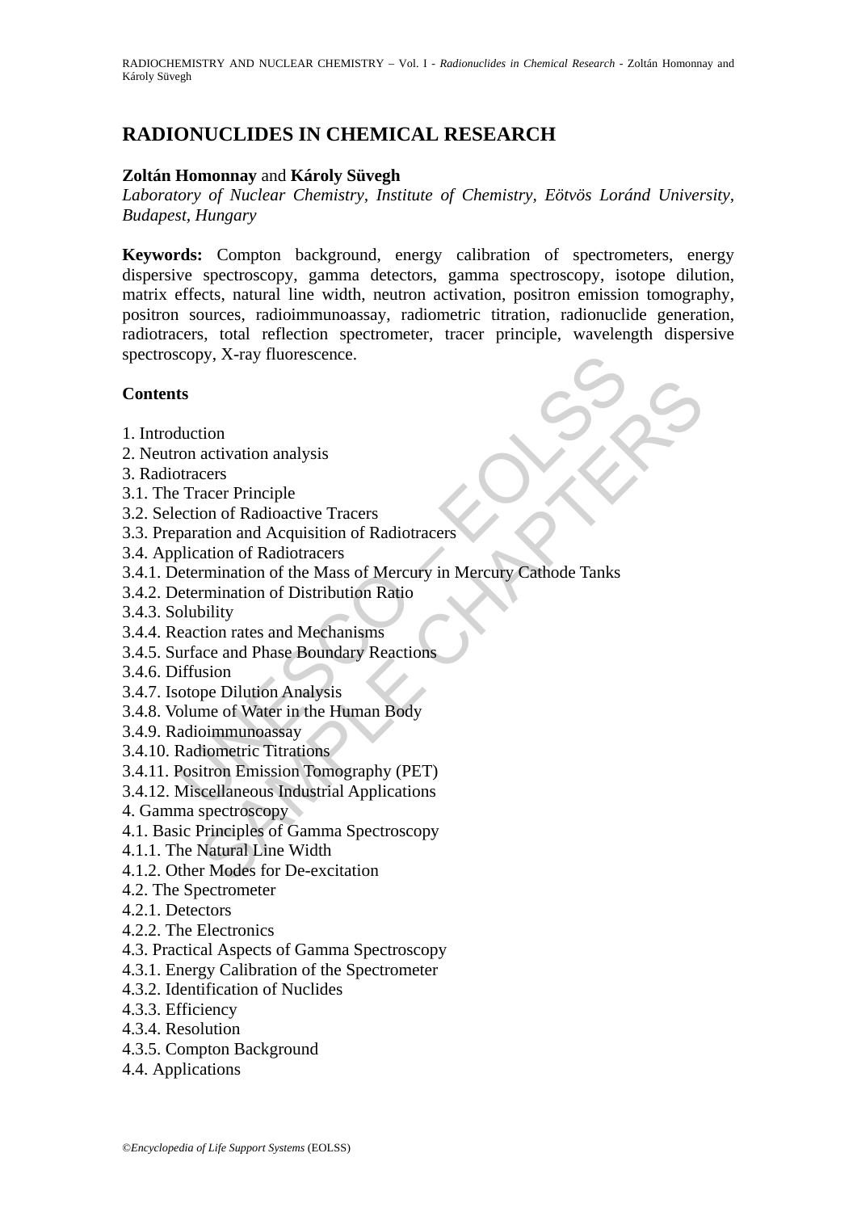# RADIONUCLIDES IN CHEMICAL RESEARCH

**Zoltán Homonnay** and **Károly Süvegh**

*Laboratory of Nuclear Chemistry, Institute of Chemistry, Eötvös Loránd University, Budapest, Hungary*

**Keywords:** Compton background, energy calibration of spectrometers, energy dispersive spectroscopy, gamma detectors, gamma spectroscopy, isotope dilution, matrix effects, natural line width, neutron activation, positron emission tomography, positron sources, radioimmunoassay, radiometric titration, radionuclide generation, radiotracers, total reflection spectrometer, tracer principle, wavelength dispersive spectroscopy, X-ray fluorescence.

## Contents

1. Introduction
2. Neutron activation analysis
3. Radiotracers
3.1. The Tracer Principle
3.2. Selection of Radioactive Tracers
3.3. Preparation and Acquisition of Radiotracers
3.4. Application of Radiotracers
3.4.1. Determination of the Mass of Mercury in Mercury Cathode Tanks
3.4.2. Determination of Distribution Ratio
3.4.3. Solubility
3.4.4. Reaction rates and Mechanisms
3.4.5. Surface and Phase Boundary Reactions
3.4.6. Diffusion
3.4.7. Isotope Dilution Analysis
3.4.8. Volume of Water in the Human Body
3.4.9. Radioimmunoassay
3.4.10. Radiometric Titrations
3.4.11. Positron Emission Tomography (PET)
3.4.12. Miscellaneous Industrial Applications
4. Gamma spectroscopy
4.1. Basic Principles of Gamma Spectroscopy
4.1.1. The Natural Line Width
4.1.2. Other Modes for De-excitation
4.2. The Spectrometer
4.2.1. Detectors
4.2.2. The Electronics
4.3. Practical Aspects of Gamma Spectroscopy
4.3.1. Energy Calibration of the Spectrometer
4.3.2. Identification of Nuclides
4.3.3. Efficiency
4.3.4. Resolution
4.3.5. Compton Background
4.4. Applications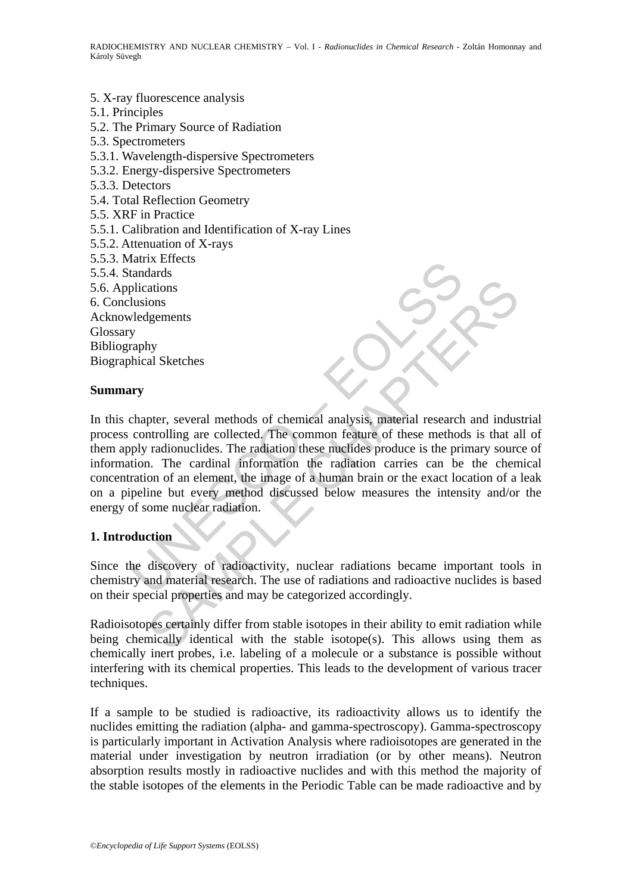5. X-ray fluorescence analysis
5.1. Principles
5.2. The Primary Source of Radiation
5.3. Spectrometers
5.3.1. Wavelength-dispersive Spectrometers
5.3.2. Energy-dispersive Spectrometers
5.3.3. Detectors
5.4. Total Reflection Geometry
5.5. XRF in Practice
5.5.1. Calibration and Identification of X-ray Lines
5.5.2. Attenuation of X-rays
5.5.3. Matrix Effects
5.5.4. Standards
5.6. Applications
6. Conclusions
Acknowledgements
Glossary
Bibliography
Biographical Sketches

## Summary

In this chapter, several methods of chemical analysis, material research and industrial process controlling are collected. The common feature of these methods is that all of them apply radionuclides. The radiation these nuclides produce is the primary source of information. The cardinal information the radiation carries can be the chemical concentration of an element, the image of a human brain or the exact location of a leak on a pipeline but every method discussed below measures the intensity and/or the energy of some nuclear radiation.

## 1. Introduction

Since the discovery of radioactivity, nuclear radiations became important tools in chemistry and material research. The use of radiations and radioactive nuclides is based on their special properties and may be categorized accordingly.

Radioisotopes certainly differ from stable isotopes in their ability to emit radiation while being chemically identical with the stable isotope(s). This allows using them as chemically inert probes, i.e. labeling of a molecule or a substance is possible without interfering with its chemical properties. This leads to the development of various tracer techniques.

If a sample to be studied is radioactive, its radioactivity allows us to identify the nuclides emitting the radiation (alpha- and gamma-spectroscopy). Gamma-spectroscopy is particularly important in Activation Analysis where radioisotopes are generated in the material under investigation by neutron irradiation (or by other means). Neutron absorption results mostly in radioactive nuclides and with this method the majority of the stable isotopes of the elements in the Periodic Table can be made radioactive and by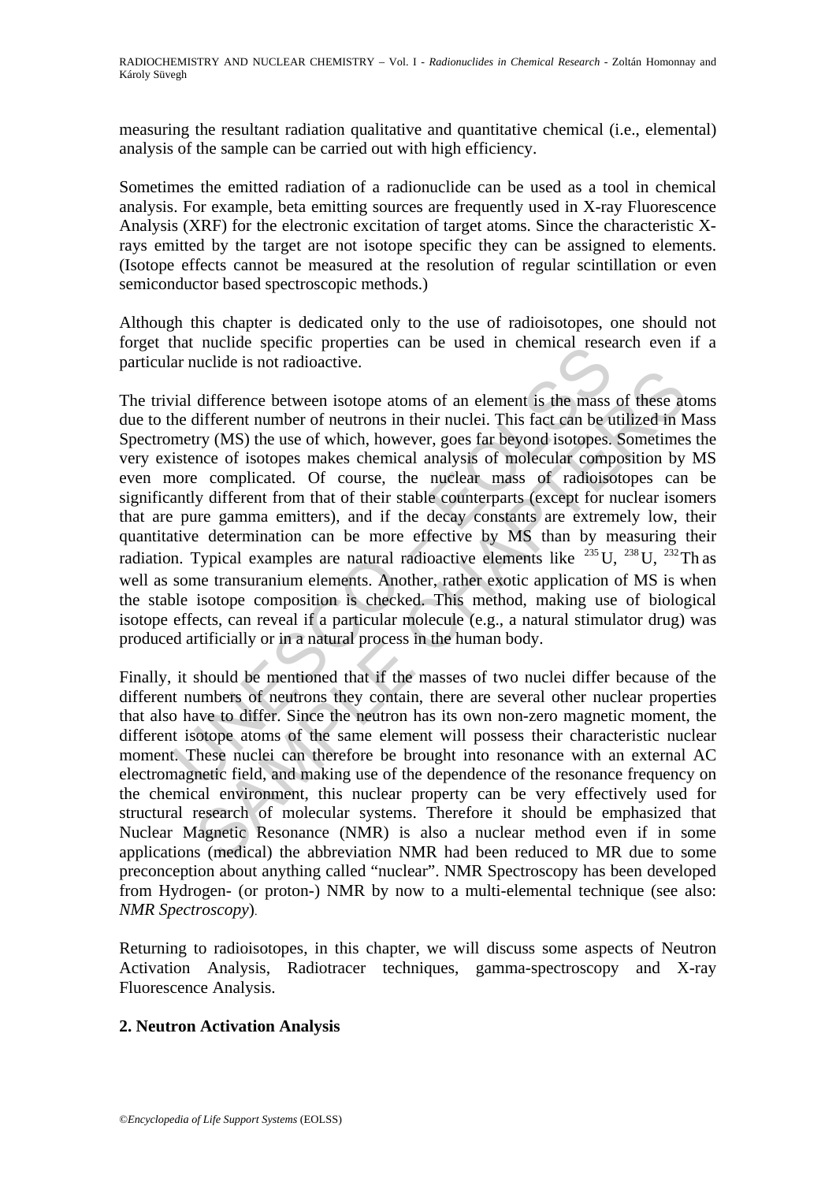measuring the resultant radiation qualitative and quantitative chemical (i.e., elemental) analysis of the sample can be carried out with high efficiency.

Sometimes the emitted radiation of a radionuclide can be used as a tool in chemical analysis. For example, beta emitting sources are frequently used in X-ray Fluorescence Analysis (XRF) for the electronic excitation of target atoms. Since the characteristic X-rays emitted by the target are not isotope specific they can be assigned to elements. (Isotope effects cannot be measured at the resolution of regular scintillation or even semiconductor based spectroscopic methods.)

Although this chapter is dedicated only to the use of radioisotopes, one should not forget that nuclide specific properties can be used in chemical research even if a particular nuclide is not radioactive.

The trivial difference between isotope atoms of an element is the mass of these atoms due to the different number of neutrons in their nuclei. This fact can be utilized in Mass Spectrometry (MS) the use of which, however, goes far beyond isotopes. Sometimes the very existence of isotopes makes chemical analysis of molecular composition by MS even more complicated. Of course, the nuclear mass of radioisotopes can be significantly different from that of their stable counterparts (except for nuclear isomers that are pure gamma emitters), and if the decay constants are extremely low, their quantitative determination can be more effective by MS than by measuring their radiation. Typical examples are natural radioactive elements like $^{235}U$, $^{238}U$, $^{232}Th$ as well as some transuranium elements. Another, rather exotic application of MS is when the stable isotope composition is checked. This method, making use of biological isotope effects, can reveal if a particular molecule (e.g., a natural stimulator drug) was produced artificially or in a natural process in the human body.

Finally, it should be mentioned that if the masses of two nuclei differ because of the different numbers of neutrons they contain, there are several other nuclear properties that also have to differ. Since the neutron has its own non-zero magnetic moment, the different isotope atoms of the same element will possess their characteristic nuclear moment. These nuclei can therefore be brought into resonance with an external AC electromagnetic field, and making use of the dependence of the resonance frequency on the chemical environment, this nuclear property can be very effectively used for structural research of molecular systems. Therefore it should be emphasized that Nuclear Magnetic Resonance (NMR) is also a nuclear method even if in some applications (medical) the abbreviation NMR had been reduced to MR due to some preconception about anything called "nuclear". NMR Spectroscopy has been developed from Hydrogen- (or proton-) NMR by now to a multi-elemental technique (see also: *NMR Spectroscopy*).

Returning to radioisotopes, in this chapter, we will discuss some aspects of Neutron Activation Analysis, Radiotracer techniques, gamma-spectroscopy and X-ray Fluorescence Analysis.

## 2. Neutron Activation Analysis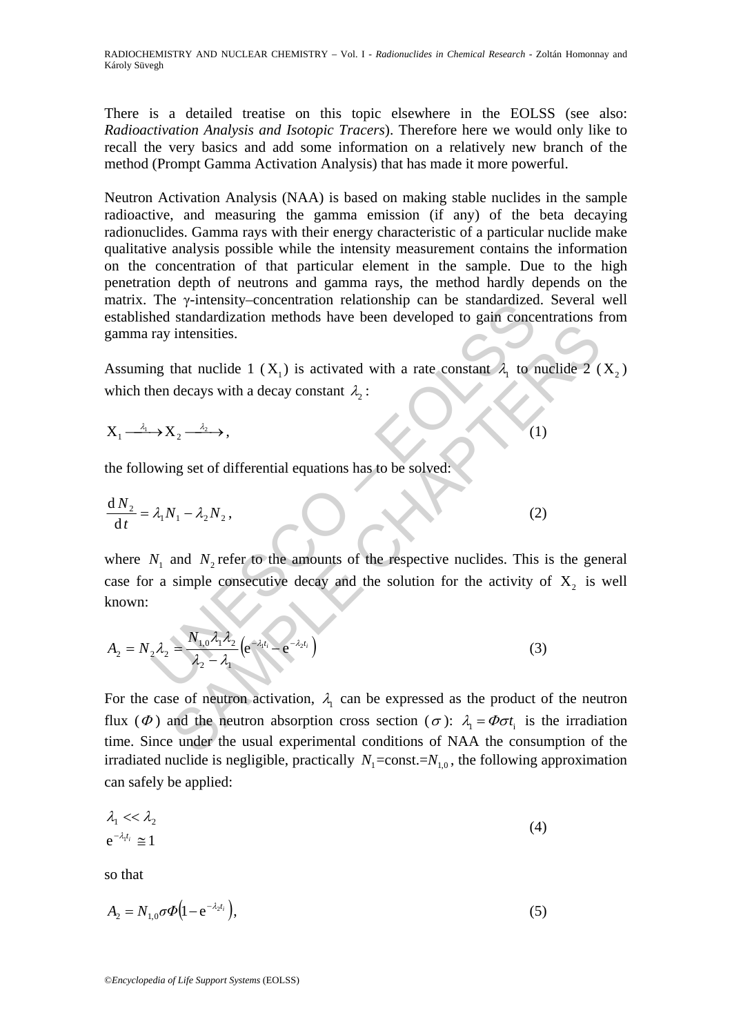There is a detailed treatise on this topic elsewhere in the EOLSS (see also: *Radioactivation Analysis and Isotopic Tracers*). Therefore here we would only like to recall the very basics and add some information on a relatively new branch of the method (Prompt Gamma Activation Analysis) that has made it more powerful.

Neutron Activation Analysis (NAA) is based on making stable nuclides in the sample radioactive, and measuring the gamma emission (if any) of the beta decaying radionuclides. Gamma rays with their energy characteristic of a particular nuclide make qualitative analysis possible while the intensity measurement contains the information on the concentration of that particular element in the sample. Due to the high penetration depth of neutrons and gamma rays, the method hardly depends on the matrix. The γ-intensity–concentration relationship can be standardized. Several well established standardization methods have been developed to gain concentrations from gamma ray intensities.

Assuming that nuclide 1 ($X_1$) is activated with a rate constant $\lambda_1$ to nuclide 2 ($X_2$) which then decays with a decay constant $\lambda_2$:

$$X_1 \xrightarrow{\lambda_1} X_2 \xrightarrow{\lambda_2}, \tag{1}$$

the following set of differential equations has to be solved:

$$\frac{\mathrm{d}N_2}{\mathrm{d}t} = \lambda_1 N_1 - \lambda_2 N_2, \tag{2}$$

where $N_1$ and $N_2$ refer to the amounts of the respective nuclides. This is the general case for a simple consecutive decay and the solution for the activity of $X_2$ is well known:

$$A_2 = N_2\lambda_2 = \frac{N_{1,0}\lambda_1\lambda_2}{\lambda_2 - \lambda_1}\left(\mathrm{e}^{-\lambda_1 t_i} - \mathrm{e}^{-\lambda_2 t_i}\right) \tag{3}$$

For the case of neutron activation, $\lambda_1$ can be expressed as the product of the neutron flux ($\Phi$) and the neutron absorption cross section ($\sigma$): $\lambda_1 = \Phi\sigma t_\mathrm{i}$ is the irradiation time. Since under the usual experimental conditions of NAA the consumption of the irradiated nuclide is negligible, practically $N_1$=const.=$N_{1,0}$, the following approximation can safely be applied:

$$\begin{aligned} &\lambda_1 << \lambda_2 \\ &\mathrm{e}^{-\lambda_1 t_i} \cong 1 \end{aligned} \tag{4}$$

so that

$$A_2 = N_{1,0}\sigma\Phi\left(1 - \mathrm{e}^{-\lambda_2 t_i}\right), \tag{5}$$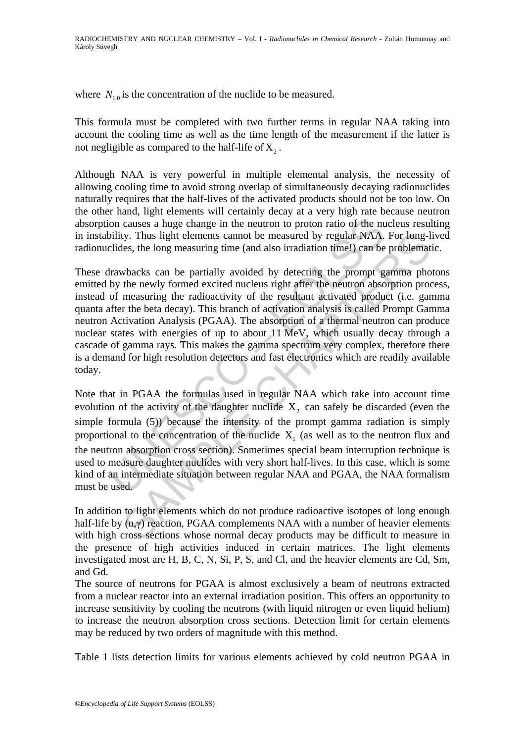where $N_{1,0}$ is the concentration of the nuclide to be measured.

This formula must be completed with two further terms in regular NAA taking into account the cooling time as well as the time length of the measurement if the latter is not negligible as compared to the half-life of $X_2$.

Although NAA is very powerful in multiple elemental analysis, the necessity of allowing cooling time to avoid strong overlap of simultaneously decaying radionuclides naturally requires that the half-lives of the activated products should not be too low. On the other hand, light elements will certainly decay at a very high rate because neutron absorption causes a huge change in the neutron to proton ratio of the nucleus resulting in instability. Thus light elements cannot be measured by regular NAA. For long-lived radionuclides, the long measuring time (and also irradiation time!) can be problematic.

These drawbacks can be partially avoided by detecting the prompt gamma photons emitted by the newly formed excited nucleus right after the neutron absorption process, instead of measuring the radioactivity of the resultant activated product (i.e. gamma quanta after the beta decay). This branch of activation analysis is called Prompt Gamma neutron Activation Analysis (PGAA). The absorption of a thermal neutron can produce nuclear states with energies of up to about 11 MeV, which usually decay through a cascade of gamma rays. This makes the gamma spectrum very complex, therefore there is a demand for high resolution detectors and fast electronics which are readily available today.

Note that in PGAA the formulas used in regular NAA which take into account time evolution of the activity of the daughter nuclide $X_2$ can safely be discarded (even the simple formula (5)) because the intensity of the prompt gamma radiation is simply proportional to the concentration of the nuclide $X_1$ (as well as to the neutron flux and the neutron absorption cross section). Sometimes special beam interruption technique is used to measure daughter nuclides with very short half-lives. In this case, which is some kind of an intermediate situation between regular NAA and PGAA, the NAA formalism must be used.

In addition to light elements which do not produce radioactive isotopes of long enough half-life by (n,γ) reaction, PGAA complements NAA with a number of heavier elements with high cross sections whose normal decay products may be difficult to measure in the presence of high activities induced in certain matrices. The light elements investigated most are H, B, C, N, Si, P, S, and Cl, and the heavier elements are Cd, Sm, and Gd.

The source of neutrons for PGAA is almost exclusively a beam of neutrons extracted from a nuclear reactor into an external irradiation position. This offers an opportunity to increase sensitivity by cooling the neutrons (with liquid nitrogen or even liquid helium) to increase the neutron absorption cross sections. Detection limit for certain elements may be reduced by two orders of magnitude with this method.

Table 1 lists detection limits for various elements achieved by cold neutron PGAA in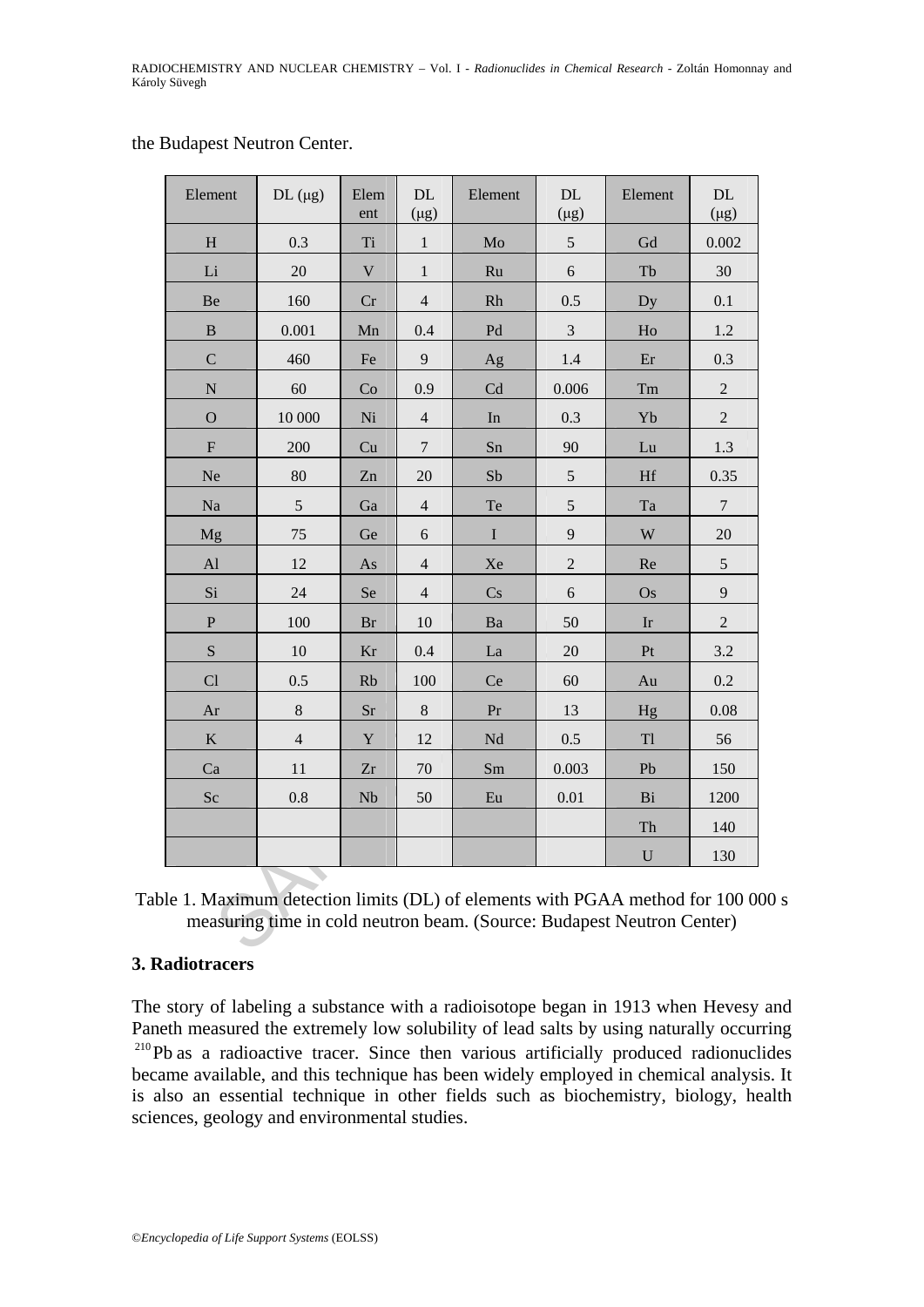the Budapest Neutron Center.

| Element | DL (μg) | Element | DL (μg) | Element | DL (μg) | Element | DL (μg) |
|---|---|---|---|---|---|---|---|
| H | 0.3 | Ti | 1 | Mo | 5 | Gd | 0.002 |
| Li | 20 | V | 1 | Ru | 6 | Tb | 30 |
| Be | 160 | Cr | 4 | Rh | 0.5 | Dy | 0.1 |
| B | 0.001 | Mn | 0.4 | Pd | 3 | Ho | 1.2 |
| C | 460 | Fe | 9 | Ag | 1.4 | Er | 0.3 |
| N | 60 | Co | 0.9 | Cd | 0.006 | Tm | 2 |
| O | 10 000 | Ni | 4 | In | 0.3 | Yb | 2 |
| F | 200 | Cu | 7 | Sn | 90 | Lu | 1.3 |
| Ne | 80 | Zn | 20 | Sb | 5 | Hf | 0.35 |
| Na | 5 | Ga | 4 | Te | 5 | Ta | 7 |
| Mg | 75 | Ge | 6 | I | 9 | W | 20 |
| Al | 12 | As | 4 | Xe | 2 | Re | 5 |
| Si | 24 | Se | 4 | Cs | 6 | Os | 9 |
| P | 100 | Br | 10 | Ba | 50 | Ir | 2 |
| S | 10 | Kr | 0.4 | La | 20 | Pt | 3.2 |
| Cl | 0.5 | Rb | 100 | Ce | 60 | Au | 0.2 |
| Ar | 8 | Sr | 8 | Pr | 13 | Hg | 0.08 |
| K | 4 | Y | 12 | Nd | 0.5 | Tl | 56 |
| Ca | 11 | Zr | 70 | Sm | 0.003 | Pb | 150 |
| Sc | 0.8 | Nb | 50 | Eu | 0.01 | Bi | 1200 |
| | | | | | | Th | 140 |
| | | | | | | U | 130 |

Table 1. Maximum detection limits (DL) of elements with PGAA method for 100 000 s measuring time in cold neutron beam. (Source: Budapest Neutron Center)

## 3. Radiotracers

The story of labeling a substance with a radioisotope began in 1913 when Hevesy and Paneth measured the extremely low solubility of lead salts by using naturally occurring $^{210}Pb$ as a radioactive tracer. Since then various artificially produced radionuclides became available, and this technique has been widely employed in chemical analysis. It is also an essential technique in other fields such as biochemistry, biology, health sciences, geology and environmental studies.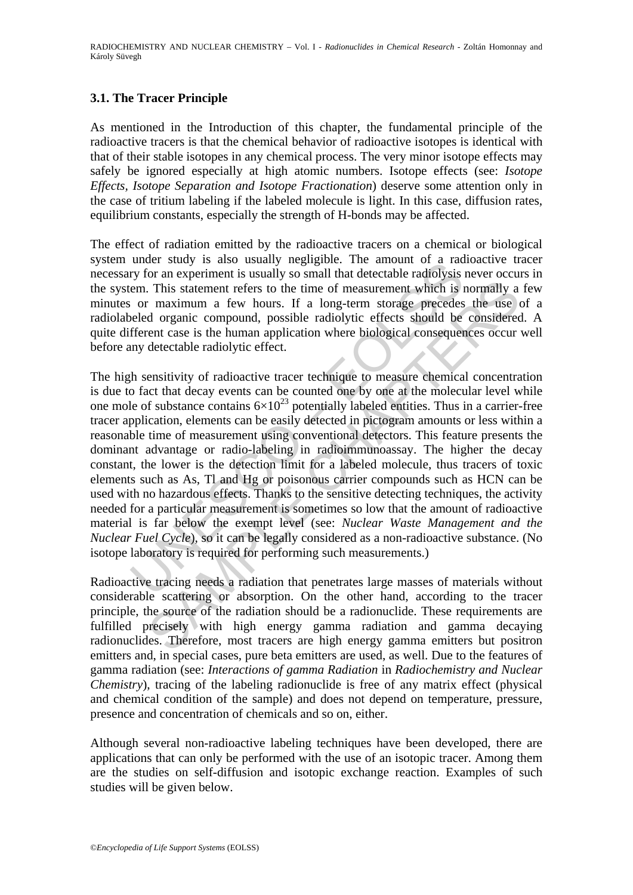### 3.1. The Tracer Principle

As mentioned in the Introduction of this chapter, the fundamental principle of the radioactive tracers is that the chemical behavior of radioactive isotopes is identical with that of their stable isotopes in any chemical process. The very minor isotope effects may safely be ignored especially at high atomic numbers. Isotope effects (see: *Isotope Effects, Isotope Separation and Isotope Fractionation*) deserve some attention only in the case of tritium labeling if the labeled molecule is light. In this case, diffusion rates, equilibrium constants, especially the strength of H-bonds may be affected.

The effect of radiation emitted by the radioactive tracers on a chemical or biological system under study is also usually negligible. The amount of a radioactive tracer necessary for an experiment is usually so small that detectable radiolysis never occurs in the system. This statement refers to the time of measurement which is normally a few minutes or maximum a few hours. If a long-term storage precedes the use of a radiolabeled organic compound, possible radiolytic effects should be considered. A quite different case is the human application where biological consequences occur well before any detectable radiolytic effect.

The high sensitivity of radioactive tracer technique to measure chemical concentration is due to fact that decay events can be counted one by one at the molecular level while one mole of substance contains $6 \times 10^{23}$ potentially labeled entities. Thus in a carrier-free tracer application, elements can be easily detected in pictogram amounts or less within a reasonable time of measurement using conventional detectors. This feature presents the dominant advantage or radio-labeling in radioimmunoassay. The higher the decay constant, the lower is the detection limit for a labeled molecule, thus tracers of toxic elements such as As, Tl and Hg or poisonous carrier compounds such as HCN can be used with no hazardous effects. Thanks to the sensitive detecting techniques, the activity needed for a particular measurement is sometimes so low that the amount of radioactive material is far below the exempt level (see: *Nuclear Waste Management and the Nuclear Fuel Cycle*), so it can be legally considered as a non-radioactive substance. (No isotope laboratory is required for performing such measurements.)

Radioactive tracing needs a radiation that penetrates large masses of materials without considerable scattering or absorption. On the other hand, according to the tracer principle, the source of the radiation should be a radionuclide. These requirements are fulfilled precisely with high energy gamma radiation and gamma decaying radionuclides. Therefore, most tracers are high energy gamma emitters but positron emitters and, in special cases, pure beta emitters are used, as well. Due to the features of gamma radiation (see: *Interactions of gamma Radiation* in *Radiochemistry and Nuclear Chemistry*), tracing of the labeling radionuclide is free of any matrix effect (physical and chemical condition of the sample) and does not depend on temperature, pressure, presence and concentration of chemicals and so on, either.

Although several non-radioactive labeling techniques have been developed, there are applications that can only be performed with the use of an isotopic tracer. Among them are the studies on self-diffusion and isotopic exchange reaction. Examples of such studies will be given below.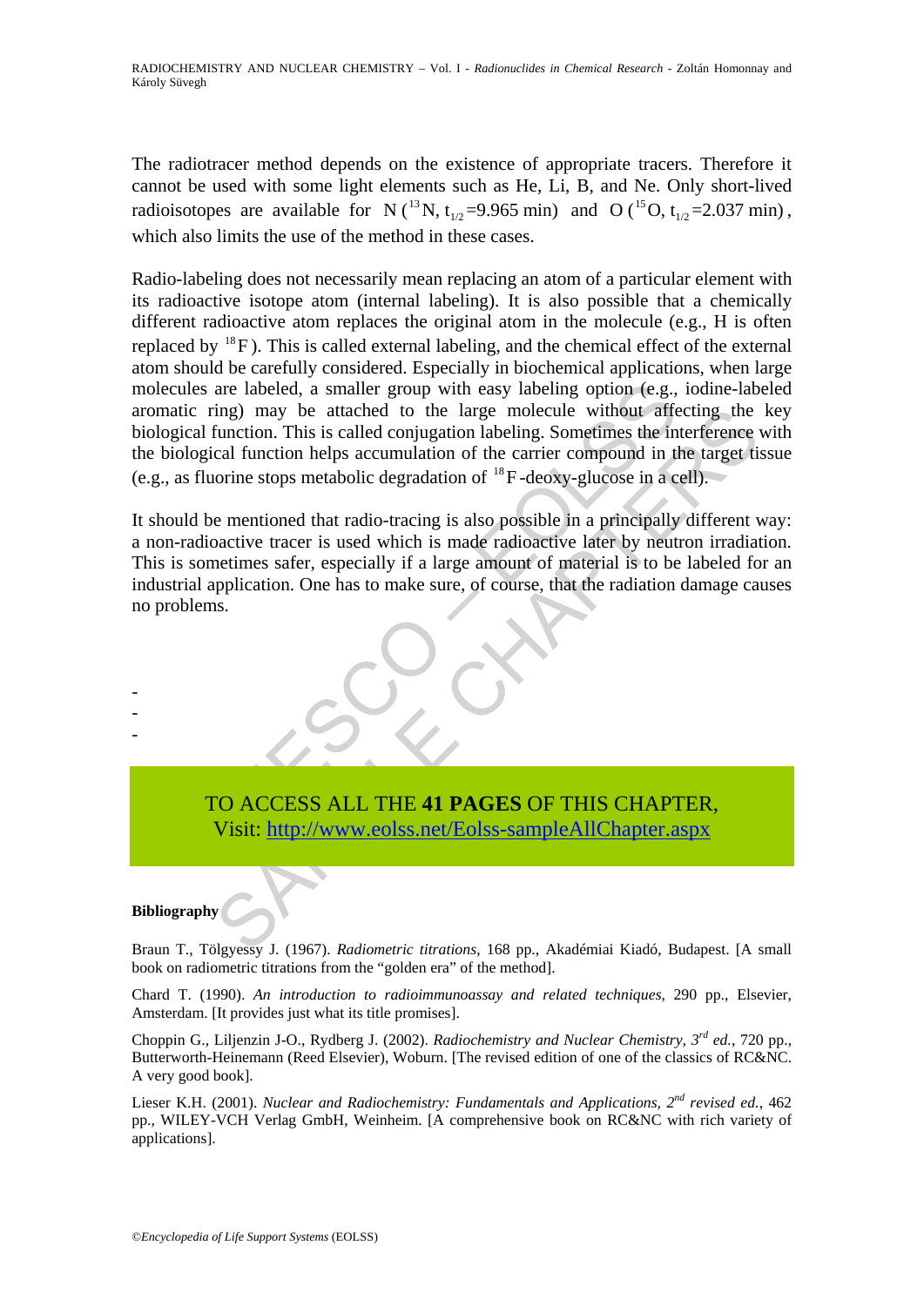The radiotracer method depends on the existence of appropriate tracers. Therefore it cannot be used with some light elements such as He, Li, B, and Ne. Only short-lived radioisotopes are available for N ($^{13}$N, $t_{1/2}$=9.965 min) and O ($^{15}$O, $t_{1/2}$=2.037 min), which also limits the use of the method in these cases.

Radio-labeling does not necessarily mean replacing an atom of a particular element with its radioactive isotope atom (internal labeling). It is also possible that a chemically different radioactive atom replaces the original atom in the molecule (e.g., H is often replaced by $^{18}$F). This is called external labeling, and the chemical effect of the external atom should be carefully considered. Especially in biochemical applications, when large molecules are labeled, a smaller group with easy labeling option (e.g., iodine-labeled aromatic ring) may be attached to the large molecule without affecting the key biological function. This is called conjugation labeling. Sometimes the interference with the biological function helps accumulation of the carrier compound in the target tissue (e.g., as fluorine stops metabolic degradation of $^{18}$F-deoxy-glucose in a cell).

It should be mentioned that radio-tracing is also possible in a principally different way: a non-radioactive tracer is used which is made radioactive later by neutron irradiation. This is sometimes safer, especially if a large amount of material is to be labeled for an industrial application. One has to make sure, of course, that the radiation damage causes no problems.

-
-
-

TO ACCESS ALL THE **41 PAGES** OF THIS CHAPTER,
Visit: http://www.eolss.net/Eolss-sampleAllChapter.aspx

**Bibliography**

Braun T., Tölgyessy J. (1967). *Radiometric titrations*, 168 pp., Akadémiai Kiadó, Budapest. [A small book on radiometric titrations from the "golden era" of the method].

Chard T. (1990). *An introduction to radioimmunoassay and related techniques*, 290 pp., Elsevier, Amsterdam. [It provides just what its title promises].

Choppin G., Liljenzin J-O., Rydberg J. (2002). *Radiochemistry and Nuclear Chemistry, 3rd ed.*, 720 pp., Butterworth-Heinemann (Reed Elsevier), Woburn. [The revised edition of one of the classics of RC&NC. A very good book].

Lieser K.H. (2001). *Nuclear and Radiochemistry: Fundamentals and Applications, 2nd revised ed.*, 462 pp., WILEY-VCH Verlag GmbH, Weinheim. [A comprehensive book on RC&NC with rich variety of applications].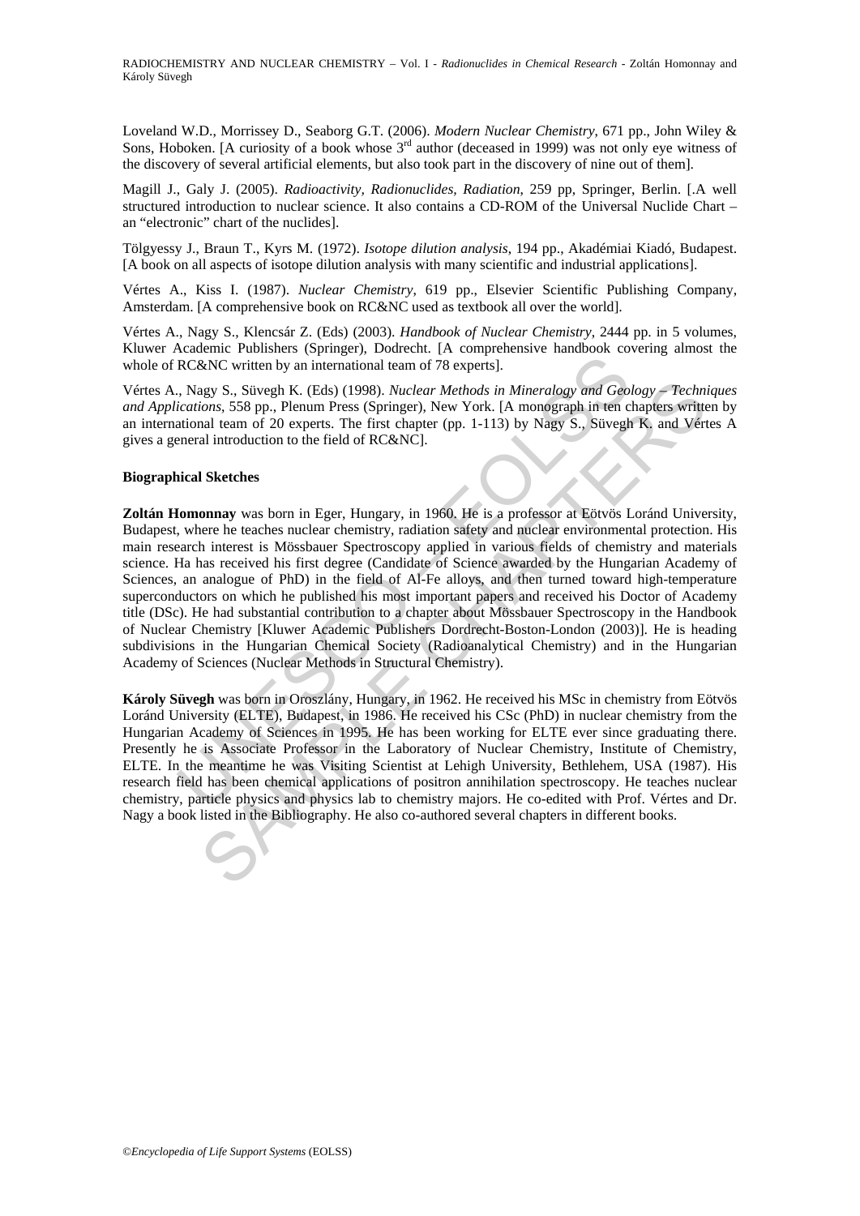Loveland W.D., Morrissey D., Seaborg G.T. (2006). *Modern Nuclear Chemistry*, 671 pp., John Wiley & Sons, Hoboken. [A curiosity of a book whose 3$^{rd}$ author (deceased in 1999) was not only eye witness of the discovery of several artificial elements, but also took part in the discovery of nine out of them].

Magill J., Galy J. (2005). *Radioactivity, Radionuclides, Radiation*, 259 pp, Springer, Berlin. [.A well structured introduction to nuclear science. It also contains a CD-ROM of the Universal Nuclide Chart – an "electronic" chart of the nuclides].

Tölgyessy J., Braun T., Kyrs M. (1972). *Isotope dilution analysis*, 194 pp., Akadémiai Kiadó, Budapest. [A book on all aspects of isotope dilution analysis with many scientific and industrial applications].

Vértes A., Kiss I. (1987). *Nuclear Chemistry*, 619 pp., Elsevier Scientific Publishing Company, Amsterdam. [A comprehensive book on RC&NC used as textbook all over the world].

Vértes A., Nagy S., Klencsár Z. (Eds) (2003). *Handbook of Nuclear Chemistry*, 2444 pp. in 5 volumes, Kluwer Academic Publishers (Springer), Dodrecht. [A comprehensive handbook covering almost the whole of RC&NC written by an international team of 78 experts].

Vértes A., Nagy S., Süvegh K. (Eds) (1998). *Nuclear Methods in Mineralogy and Geology – Techniques and Applications*, 558 pp., Plenum Press (Springer), New York. [A monograph in ten chapters written by an international team of 20 experts. The first chapter (pp. 1-113) by Nagy S., Süvegh K. and Vértes A gives a general introduction to the field of RC&NC].

**Biographical Sketches**

**Zoltán Homonnay** was born in Eger, Hungary, in 1960. He is a professor at Eötvös Loránd University, Budapest, where he teaches nuclear chemistry, radiation safety and nuclear environmental protection. His main research interest is Mössbauer Spectroscopy applied in various fields of chemistry and materials science. Ha has received his first degree (Candidate of Science awarded by the Hungarian Academy of Sciences, an analogue of PhD) in the field of Al-Fe alloys, and then turned toward high-temperature superconductors on which he published his most important papers and received his Doctor of Academy title (DSc). He had substantial contribution to a chapter about Mössbauer Spectroscopy in the Handbook of Nuclear Chemistry [Kluwer Academic Publishers Dordrecht-Boston-London (2003)]. He is heading subdivisions in the Hungarian Chemical Society (Radioanalytical Chemistry) and in the Hungarian Academy of Sciences (Nuclear Methods in Structural Chemistry).

**Károly Süvegh** was born in Oroszlány, Hungary, in 1962. He received his MSc in chemistry from Eötvös Loránd University (ELTE), Budapest, in 1986. He received his CSc (PhD) in nuclear chemistry from the Hungarian Academy of Sciences in 1995. He has been working for ELTE ever since graduating there. Presently he is Associate Professor in the Laboratory of Nuclear Chemistry, Institute of Chemistry, ELTE. In the meantime he was Visiting Scientist at Lehigh University, Bethlehem, USA (1987). His research field has been chemical applications of positron annihilation spectroscopy. He teaches nuclear chemistry, particle physics and physics lab to chemistry majors. He co-edited with Prof. Vértes and Dr. Nagy a book listed in the Bibliography. He also co-authored several chapters in different books.